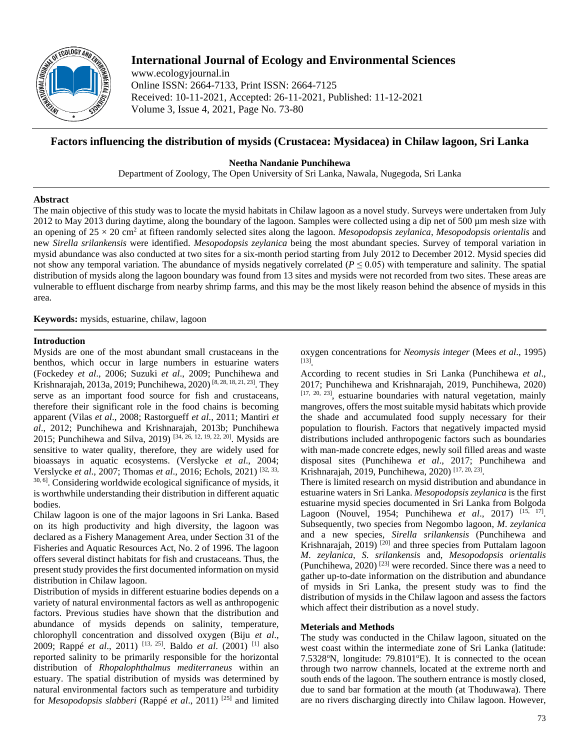# Factors influencing the distribution of mysids (Crustacea: Mysidacea) in Chilaw lagoon, Sri Lanka

**Neetha Nandanie Punchihewa**

Department of Zoology, The Open University of Sri Lanka, Nawala, Nugegoda, Sri Lanka

## Abstract

The main objective of this study was to locate the mysid habitats in Chilaw lagoon as a novel study. Surveys were undertaken from July 2012 to May 2013 during daytime, along the boundary of the lagoon. Samples were collected using a dip net of 500 µm mesh size with an opening of 25 × 20 cm[2] at fifteen randomly selected sites along the lagoon. *Mesopodopsis zeylanica*, *Mesopodopsis orientalis* and new *Sirella srilankensis* were identified. *Mesopodopsis zeylanica* being the most abundant species. Survey of temporal variation in mysid abundance was also conducted at two sites for a six-month period starting from July 2012 to December 2012. Mysid species did not show any temporal variation. The abundance of mysids negatively correlated ($P \leq 0.05$) with temperature and salinity. The spatial distribution of mysids along the lagoon boundary was found from 13 sites and mysids were not recorded from two sites. These areas are vulnerable to effluent discharge from nearby shrimp farms, and this may be the most likely reason behind the absence of mysids in this area.

**Keywords:** mysids, estuarine, chilaw, lagoon

## Introduction

Mysids are one of the most abundant small crustaceans in the benthos, which occur in large numbers in estuarine waters (Fockedey *et al*., 2006; Suzuki *et al*., 2009; Punchihewa and Krishnarajah, 2013a, 2019; Punchihewa, 2020) [8, 28, 18, 21, 23]. They serve as an important food source for fish and crustaceans, therefore their significant role in the food chains is becoming apparent (Vilas *et al*., 2008; Rastorgueff *et al*., 2011; Mantiri *et al*., 2012; Punchihewa and Krishnarajah, 2013b; Punchihewa 2015; Punchihewa and Silva, 2019) [34, 26, 12, 19, 22, 20]. Mysids are sensitive to water quality, therefore, they are widely used for bioassays in aquatic ecosystems. (Verslycke *et al*., 2004; Verslycke *et al*., 2007; Thomas *et al*., 2016; Echols, 2021) [32, 33, 30, 6]. Considering worldwide ecological significance of mysids, it is worthwhile understanding their distribution in different aquatic bodies.

Chilaw lagoon is one of the major lagoons in Sri Lanka. Based on its high productivity and high diversity, the lagoon was declared as a Fishery Management Area, under Section 31 of the Fisheries and Aquatic Resources Act, No. 2 of 1996. The lagoon offers several distinct habitats for fish and crustaceans. Thus, the present study provides the first documented information on mysid distribution in Chilaw lagoon.

Distribution of mysids in different estuarine bodies depends on a variety of natural environmental factors as well as anthropogenic factors. Previous studies have shown that the distribution and abundance of mysids depends on salinity, temperature, chlorophyll concentration and dissolved oxygen (Biju *et al*., 2009; Rappé *et al*., 2011) [13, 25]. Baldo *et al*. (2001) [1] also reported salinity to be primarily responsible for the horizontal distribution of *Rhopalophthalmus mediterraneus* within an estuary. The spatial distribution of mysids was determined by natural environmental factors such as temperature and turbidity for *Mesopodopsis slabberi* (Rappé *et al*., 2011) [25] and limited oxygen concentrations for *Neomysis integer* (Mees *et al*., 1995) [13].

According to recent studies in Sri Lanka (Punchihewa *et al*., 2017; Punchihewa and Krishnarajah, 2019, Punchihewa, 2020) [17, 20, 23], estuarine boundaries with natural vegetation, mainly mangroves, offers the most suitable mysid habitats which provide the shade and accumulated food supply necessary for their population to flourish. Factors that negatively impacted mysid distributions included anthropogenic factors such as boundaries with man-made concrete edges, newly soil filled areas and waste disposal sites (Punchihewa *et al*., 2017; Punchihewa and Krishnarajah, 2019, Punchihewa, 2020) [17, 20, 23].

There is limited research on mysid distribution and abundance in estuarine waters in Sri Lanka. *Mesopodopsis zeylanica* is the first estuarine mysid species documented in Sri Lanka from Bolgoda Lagoon (Nouvel, 1954; Punchihewa *et al*., 2017) [15, 17]. Subsequently, two species from Negombo lagoon, *M. zeylanica* and a new species, *Sirella srilankensis* (Punchihewa and Krishnarajah, 2019) [20] and three species from Puttalam lagoon *M. zeylanica*, *S. srilankensis* and, *Mesopodopsis orientalis* (Punchihewa, 2020) [23] were recorded. Since there was a need to gather up-to-date information on the distribution and abundance of mysids in Sri Lanka, the present study was to find the distribution of mysids in the Chilaw lagoon and assess the factors which affect their distribution as a novel study.

## Meterials and Methods

The study was conducted in the Chilaw lagoon, situated on the west coast within the intermediate zone of Sri Lanka (latitude: 7.5328ºN, longitude: 79.8101ºE). It is connected to the ocean through two narrow channels, located at the extreme north and south ends of the lagoon. The southern entrance is mostly closed, due to sand bar formation at the mouth (at Thoduwawa). There are no rivers discharging directly into Chilaw lagoon. However,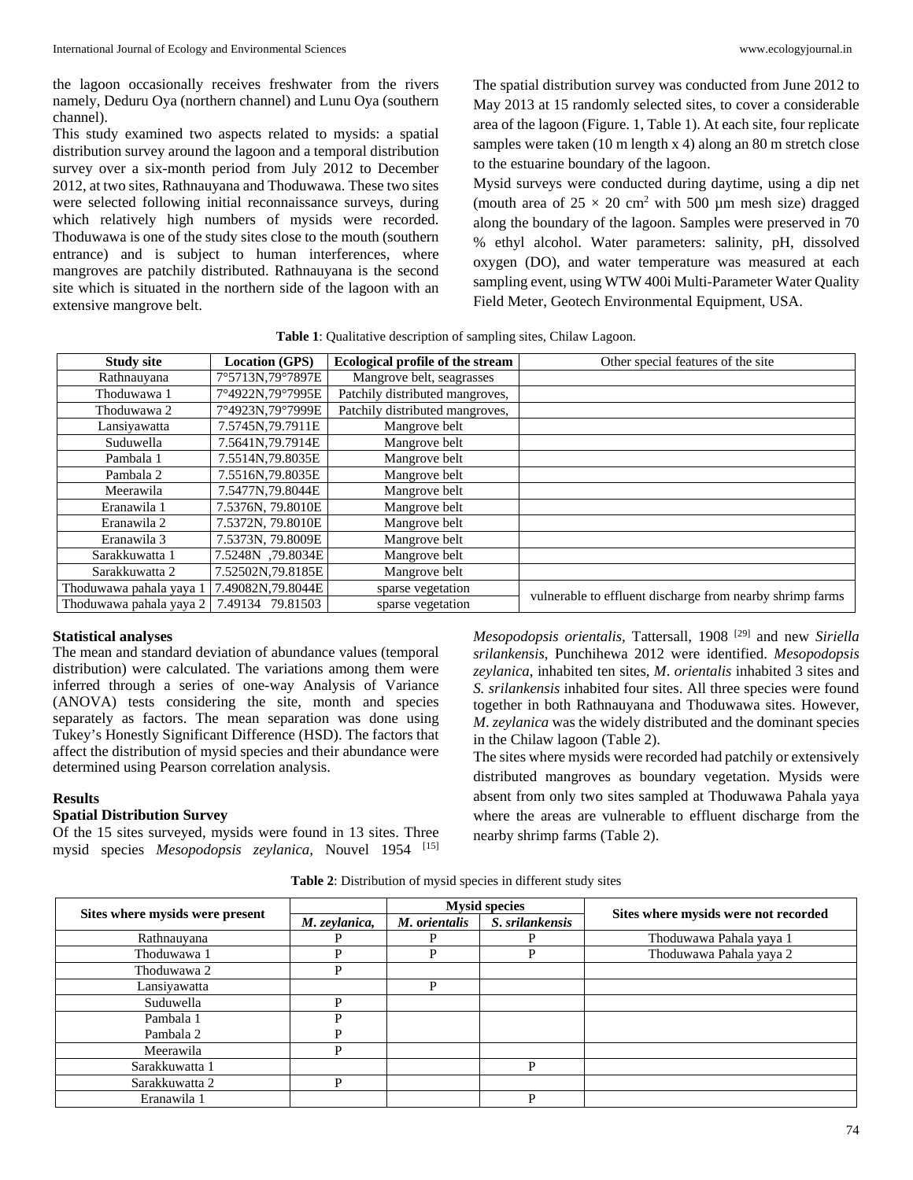the lagoon occasionally receives freshwater from the rivers namely, Deduru Oya (northern channel) and Lunu Oya (southern channel).

This study examined two aspects related to mysids: a spatial distribution survey around the lagoon and a temporal distribution survey over a six-month period from July 2012 to December 2012, at two sites, Rathnauyana and Thoduwawa. These two sites were selected following initial reconnaissance surveys, during which relatively high numbers of mysids were recorded. Thoduwawa is one of the study sites close to the mouth (southern entrance) and is subject to human interferences, where mangroves are patchily distributed. Rathnauyana is the second site which is situated in the northern side of the lagoon with an extensive mangrove belt.

The spatial distribution survey was conducted from June 2012 to May 2013 at 15 randomly selected sites, to cover a considerable area of the lagoon (Figure. 1, Table 1). At each site, four replicate samples were taken (10 m length x 4) along an 80 m stretch close to the estuarine boundary of the lagoon.

Mysid surveys were conducted during daytime, using a dip net (mouth area of $25 \times 20$ cm$^2$ with 500 µm mesh size) dragged along the boundary of the lagoon. Samples were preserved in 70 % ethyl alcohol. Water parameters: salinity, pH, dissolved oxygen (DO), and water temperature was measured at each sampling event, using WTW 400i Multi-Parameter Water Quality Field Meter, Geotech Environmental Equipment, USA.

**Table 1**: Qualitative description of sampling sites, Chilaw Lagoon.

| Study site | Location (GPS) | Ecological profile of the stream | Other special features of the site |
|---|---|---|---|
| Rathnauyana | 7°5713N,79°7897E | Mangrove belt, seagrasses | |
| Thoduwawa 1 | 7°4922N,79°7995E | Patchily distributed mangroves, | |
| Thoduwawa 2 | 7°4923N,79°7999E | Patchily distributed mangroves, | |
| Lansiyawatta | 7.5745N,79.7911E | Mangrove belt | |
| Suduwella | 7.5641N,79.7914E | Mangrove belt | |
| Pambala 1 | 7.5514N,79.8035E | Mangrove belt | |
| Pambala 2 | 7.5516N,79.8035E | Mangrove belt | |
| Meerawila | 7.5477N,79.8044E | Mangrove belt | |
| Eranawila 1 | 7.5376N, 79.8010E | Mangrove belt | |
| Eranawila 2 | 7.5372N, 79.8010E | Mangrove belt | |
| Eranawila 3 | 7.5373N, 79.8009E | Mangrove belt | |
| Sarakkuwatta 1 | 7.5248N ,79.8034E | Mangrove belt | |
| Sarakkuwatta 2 | 7.52502N,79.8185E | Mangrove belt | |
| Thoduwawa pahala yaya 1 | 7.49082N,79.8044E | sparse vegetation | vulnerable to effluent discharge from nearby shrimp farms |
| Thoduwawa pahala yaya 2 | 7.49134 79.81503 | sparse vegetation | |

**Statistical analyses**

The mean and standard deviation of abundance values (temporal distribution) were calculated. The variations among them were inferred through a series of one-way Analysis of Variance (ANOVA) tests considering the site, month and species separately as factors. The mean separation was done using Tukey's Honestly Significant Difference (HSD). The factors that affect the distribution of mysid species and their abundance were determined using Pearson correlation analysis.

## Results

### Spatial Distribution Survey

Of the 15 sites surveyed, mysids were found in 13 sites. Three mysid species *Mesopodopsis zeylanica,* Nouvel 1954 [15] *Mesopodopsis orientalis,* Tattersall, 1908 [29] and new *Siriella srilankensis*, Punchihewa 2012 were identified. *Mesopodopsis zeylanica*, inhabited ten sites, *M. orientalis* inhabited 3 sites and *S. srilankensis* inhabited four sites. All three species were found together in both Rathnauyana and Thoduwawa sites. However, *M. zeylanica* was the widely distributed and the dominant species in the Chilaw lagoon (Table 2).

The sites where mysids were recorded had patchily or extensively distributed mangroves as boundary vegetation. Mysids were absent from only two sites sampled at Thoduwawa Pahala yaya where the areas are vulnerable to effluent discharge from the nearby shrimp farms (Table 2).

**Table 2**: Distribution of mysid species in different study sites

| Sites where mysids were present | Mysid species | | | Sites where mysids were not recorded |
|---|---|---|---|---|
| | *M. zeylanica,* | *M. orientalis* | *S. srilankensis* | |
| Rathnauyana | P | P | P | Thoduwawa Pahala yaya 1 |
| Thoduwawa 1 | P | P | P | Thoduwawa Pahala yaya 2 |
| Thoduwawa 2 | P | | | |
| Lansiyawatta | | P | | |
| Suduwella | P | | | |
| Pambala 1 | P | | | |
| Pambala 2 | P | | | |
| Meerawila | P | | | |
| Sarakkuwatta 1 | | | P | |
| Sarakkuwatta 2 | P | | | |
| Eranawila 1 | | | P | |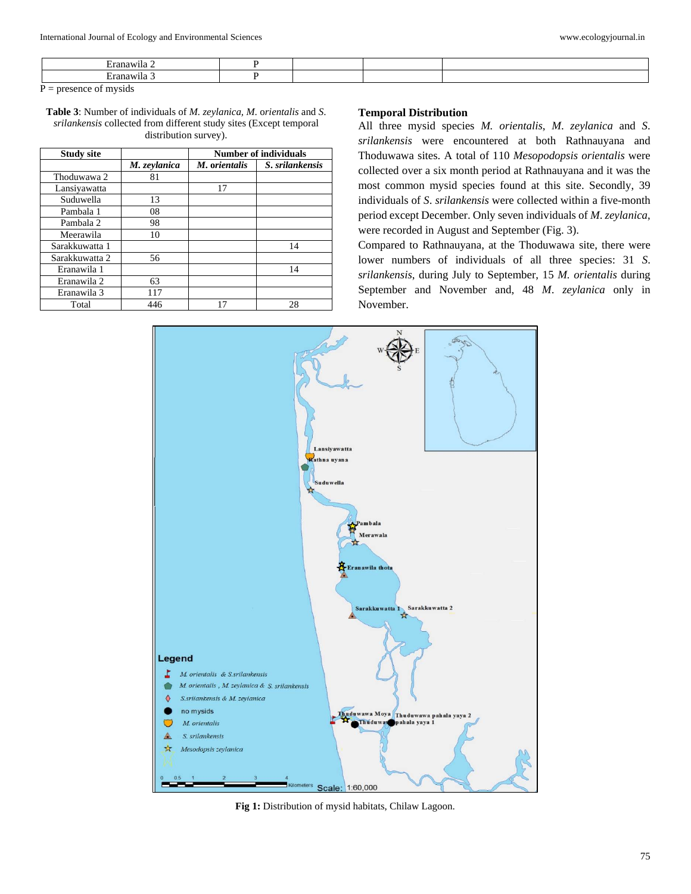| Eranawila 2 | P | | | |
|---|---|---|---|---|
| Eranawila 3 | P | | | |

P = presence of mysids

**Table 3**: Number of individuals of *M. zeylanica*, *M.* orientalis and *S. srilankensis* collected from different study sites (Except temporal distribution survey).

| Study site | Number of individuals | | |
|---|---|---|---|
| | *M. zeylanica* | *M. orientalis* | *S. srilankensis* |
| Thoduwawa 2 | 81 | | |
| Lansiyawatta | | 17 | |
| Suduwella | 13 | | |
| Pambala 1 | 08 | | |
| Pambala 2 | 98 | | |
| Meerawila | 10 | | |
| Sarakkuwatta 1 | | | 14 |
| Sarakkuwatta 2 | 56 | | |
| Eranawila 1 | | | 14 |
| Eranawila 2 | 63 | | |
| Eranawila 3 | 117 | | |
| Total | 446 | 17 | 28 |

### Temporal Distribution

All three mysid species *M. orientalis*, *M. zeylanica* and *S. srilankensis* were encountered at both Rathnauyana and Thoduwawa sites. A total of 110 *Mesopodopsis orientalis* were collected over a six month period at Rathnauyana and it was the most common mysid species found at this site. Secondly, 39 individuals of *S. srilankensis* were collected within a five-month period except December. Only seven individuals of *M. zeylanica*, were recorded in August and September (Fig. 3).

Compared to Rathnauyana, at the Thoduwawa site, there were lower numbers of individuals of all three species: 31 *S. srilankensis*, during July to September, 15 *M. orientalis* during September and November and, 48 *M. zeylanica* only in November.

**Fig 1:** Distribution of mysid habitats, Chilaw Lagoon.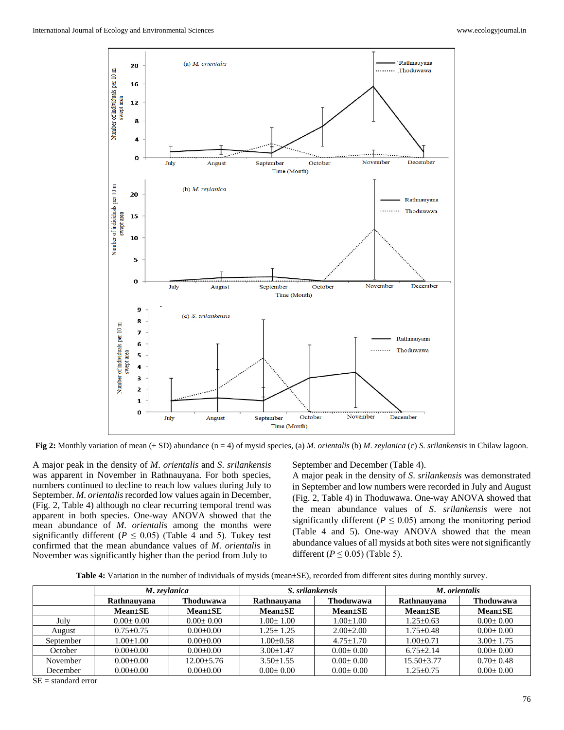Fig 2: Monthly variation of mean (± SD) abundance (n = 4) of mysid species, (a) *M. orientalis* (b) *M. zeylanica* (c) *S. srilankensis* in Chilaw lagoon.

A major peak in the density of *M. orientalis* and *S. srilankensis* was apparent in November in Rathnauyana. For both species, numbers continued to decline to reach low values during July to September. *M. orientalis* recorded low values again in December, (Fig. 2, Table 4) although no clear recurring temporal trend was apparent in both species. One-way ANOVA showed that the mean abundance of *M. orientalis* among the months were significantly different ($P \leq 0.05$) (Table 4 and 5). Tukey test confirmed that the mean abundance values of *M. orientalis* in November was significantly higher than the period from July to September and December (Table 4).

A major peak in the density of *S. srilankensis* was demonstrated in September and low numbers were recorded in July and August (Fig. 2, Table 4) in Thoduwawa. One-way ANOVA showed that the mean abundance values of *S. srilankensis* were not significantly different ($P \leq 0.05$) among the monitoring period (Table 4 and 5). One-way ANOVA showed that the mean abundance values of all mysids at both sites were not significantly different ($P \leq 0.05$) (Table 5).

**Table 4:** Variation in the number of individuals of mysids (mean±SE), recorded from different sites during monthly survey.

| | *M. zeylanica* | | *S. srilankensis* | | *M. orientalis* | |
|---|---|---|---|---|---|---|
| | **Rathnauyana** | **Thoduwawa** | **Rathnauyana** | **Thoduwawa** | **Rathnauyana** | **Thoduwawa** |
| | **Mean±SE** | **Mean±SE** | **Mean±SE** | **Mean±SE** | **Mean±SE** | **Mean±SE** |
| July | 0.00± 0.00 | 0.00± 0.00 | 1.00± 1.00 | 1.00±1.00 | 1.25±0.63 | 0.00± 0.00 |
| August | 0.75±0.75 | 0.00±0.00 | 1.25± 1.25 | 2.00±2.00 | 1.75±0.48 | 0.00± 0.00 |
| September | 1.00±1.00 | 0.00±0.00 | 1.00±0.58 | 4.75±1.70 | 1.00±0.71 | 3.00± 1.75 |
| October | 0.00±0.00 | 0.00±0.00 | 3.00±1.47 | 0.00± 0.00 | 6.75±2.14 | 0.00± 0.00 |
| November | 0.00±0.00 | 12.00±5.76 | 3.50±1.55 | 0.00± 0.00 | 15.50±3.77 | 0.70± 0.48 |
| December | 0.00±0.00 | 0.00±0.00 | 0.00± 0.00 | 0.00± 0.00 | 1.25±0.75 | 0.00± 0.00 |

SE = standard error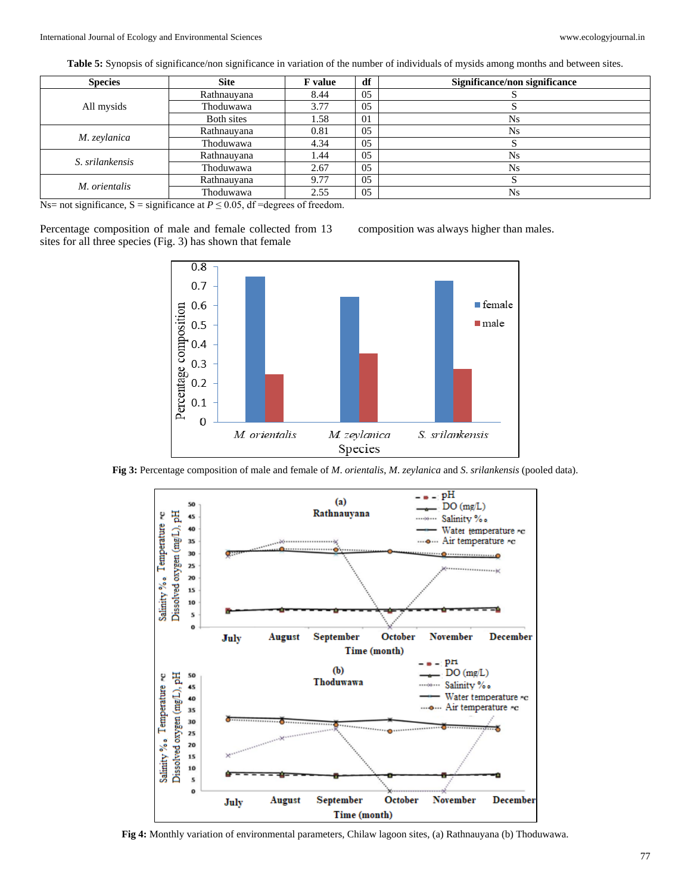**Table 5:** Synopsis of significance/non significance in variation of the number of individuals of mysids among months and between sites.

| Species | Site | F value | df | Significance/non significance |
|---|---|---|---|---|
| All mysids | Rathnauyana | 8.44 | 05 | S |
| | Thoduwawa | 3.77 | 05 | S |
| | Both sites | 1.58 | 01 | Ns |
| *M. zeylanica* | Rathnauyana | 0.81 | 05 | Ns |
| | Thoduwawa | 4.34 | 05 | S |
| *S. srilankensis* | Rathnauyana | 1.44 | 05 | Ns |
| | Thoduwawa | 2.67 | 05 | Ns |
| *M. orientalis* | Rathnauyana | 9.77 | 05 | S |
| | Thoduwawa | 2.55 | 05 | Ns |

Ns= not significance, S = significance at $P \leq 0.05$, df =degrees of freedom.

Percentage composition of male and female collected from 13 sites for all three species (Fig. 3) has shown that female composition was always higher than males.

**Fig 3:** Percentage composition of male and female of *M. orientalis*, *M. zeylanica* and *S. srilankensis* (pooled data).

**Fig 4:** Monthly variation of environmental parameters, Chilaw lagoon sites, (a) Rathnauyana (b) Thoduwawa.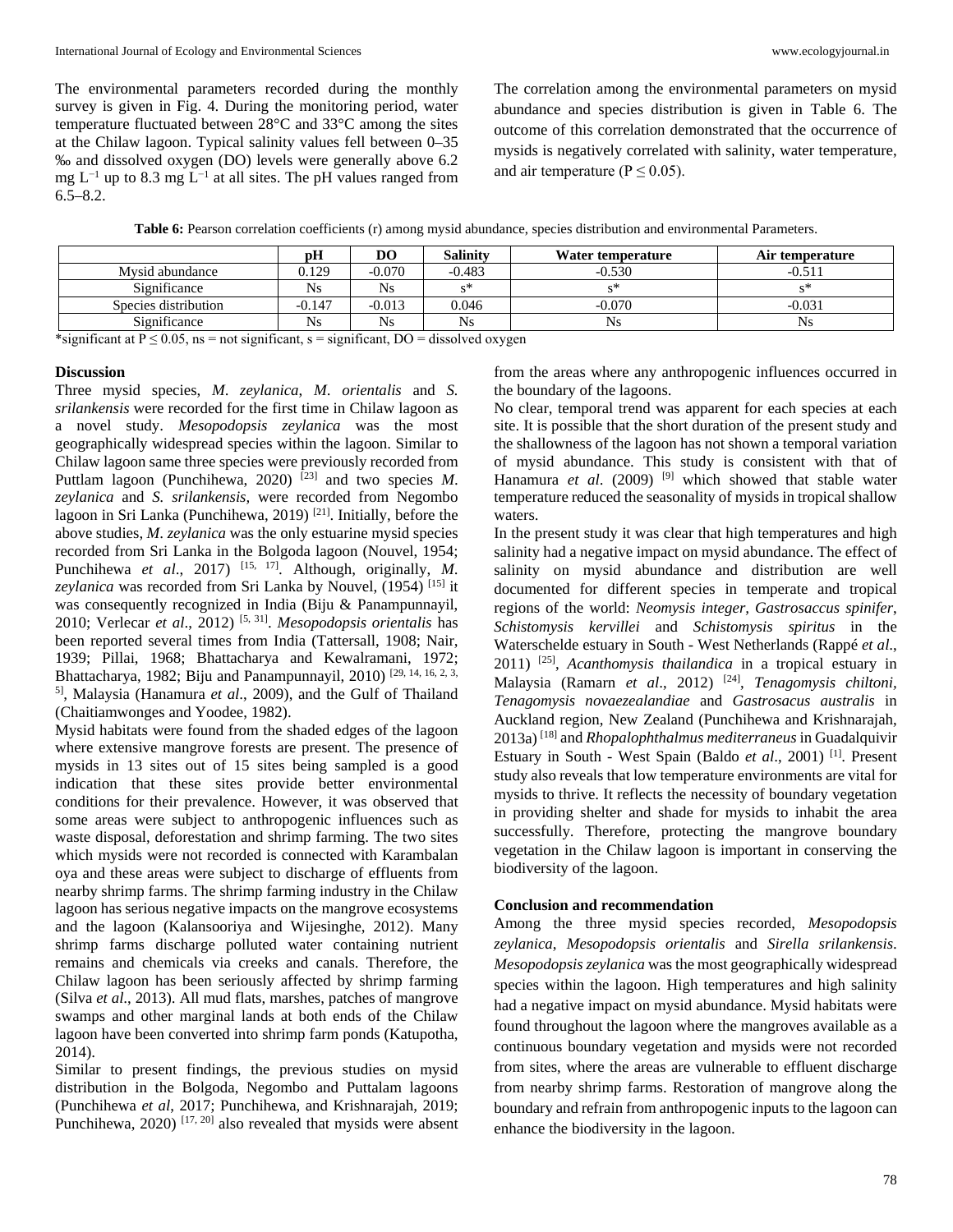The environmental parameters recorded during the monthly survey is given in Fig. 4. During the monitoring period, water temperature fluctuated between 28°C and 33°C among the sites at the Chilaw lagoon. Typical salinity values fell between 0–35 ‰ and dissolved oxygen (DO) levels were generally above 6.2 mg $L^{-1}$ up to 8.3 mg $L^{-1}$ at all sites. The pH values ranged from 6.5–8.2.

The correlation among the environmental parameters on mysid abundance and species distribution is given in Table 6. The outcome of this correlation demonstrated that the occurrence of mysids is negatively correlated with salinity, water temperature, and air temperature ($P \leq 0.05$).

**Table 6:** Pearson correlation coefficients (r) among mysid abundance, species distribution and environmental Parameters.

| | pH | DO | Salinity | Water temperature | Air temperature |
|---|---|---|---|---|---|
| Mysid abundance | 0.129 | -0.070 | -0.483 | -0.530 | -0.511 |
| Significance | Ns | Ns | s* | s* | s* |
| Species distribution | -0.147 | -0.013 | 0.046 | -0.070 | -0.031 |
| Significance | Ns | Ns | Ns | Ns | Ns |

*significant at $P \leq 0.05$, ns = not significant, s = significant, DO = dissolved oxygen

## Discussion

Three mysid species, *M. zeylanica*, *M. orientalis* and *S. srilankensis* were recorded for the first time in Chilaw lagoon as a novel study. *Mesopodopsis zeylanica* was the most geographically widespread species within the lagoon. Similar to Chilaw lagoon same three species were previously recorded from Puttlam lagoon (Punchihewa, 2020) [23] and two species *M. zeylanica* and *S. srilankensis,* were recorded from Negombo lagoon in Sri Lanka (Punchihewa, 2019) [21]. Initially, before the above studies, *M. zeylanica* was the only estuarine mysid species recorded from Sri Lanka in the Bolgoda lagoon (Nouvel, 1954; Punchihewa *et al*., 2017) [15, 17]. Although, originally, *M. zeylanica* was recorded from Sri Lanka by Nouvel, (1954) [15] it was consequently recognized in India (Biju & Panampunnayil, 2010; Verlecar *et al*., 2012) [5, 31]. *Mesopodopsis orientalis* has been reported several times from India (Tattersall, 1908; Nair, 1939; Pillai, 1968; Bhattacharya and Kewalramani, 1972; Bhattacharya, 1982; Biju and Panampunnayil, 2010) [29, 14, 16, 2, 3, 5], Malaysia (Hanamura *et al*., 2009), and the Gulf of Thailand (Chaitiamwonges and Yoodee, 1982).

Mysid habitats were found from the shaded edges of the lagoon where extensive mangrove forests are present. The presence of mysids in 13 sites out of 15 sites being sampled is a good indication that these sites provide better environmental conditions for their prevalence. However, it was observed that some areas were subject to anthropogenic influences such as waste disposal, deforestation and shrimp farming. The two sites which mysids were not recorded is connected with Karambalan oya and these areas were subject to discharge of effluents from nearby shrimp farms. The shrimp farming industry in the Chilaw lagoon has serious negative impacts on the mangrove ecosystems and the lagoon (Kalansooriya and Wijesinghe, 2012). Many shrimp farms discharge polluted water containing nutrient remains and chemicals via creeks and canals. Therefore, the Chilaw lagoon has been seriously affected by shrimp farming (Silva *et al*., 2013). All mud flats, marshes, patches of mangrove swamps and other marginal lands at both ends of the Chilaw lagoon have been converted into shrimp farm ponds (Katupotha, 2014).

Similar to present findings, the previous studies on mysid distribution in the Bolgoda, Negombo and Puttalam lagoons (Punchihewa *et al*, 2017; Punchihewa, and Krishnarajah, 2019; Punchihewa, 2020) [17, 20] also revealed that mysids were absent from the areas where any anthropogenic influences occurred in the boundary of the lagoons.

No clear, temporal trend was apparent for each species at each site. It is possible that the short duration of the present study and the shallowness of the lagoon has not shown a temporal variation of mysid abundance. This study is consistent with that of Hanamura *et al*. (2009) [9] which showed that stable water temperature reduced the seasonality of mysids in tropical shallow waters.

In the present study it was clear that high temperatures and high salinity had a negative impact on mysid abundance. The effect of salinity on mysid abundance and distribution are well documented for different species in temperate and tropical regions of the world: *Neomysis integer, Gastrosaccus spinifer*, *Schistomysis kervillei* and *Schistomysis spiritus* in the Waterschelde estuary in South - West Netherlands (Rappé *et al*., 2011) [25], *Acanthomysis thailandica* in a tropical estuary in Malaysia (Ramarn *et al*., 2012) [24], *Tenagomysis chiltoni, Tenagomysis novaezealandiae* and *Gastrosacus australis* in Auckland region, New Zealand (Punchihewa and Krishnarajah, 2013a) [18] and *Rhopalophthalmus mediterraneus* in Guadalquivir Estuary in South - West Spain (Baldo *et al*., 2001) [1]. Present study also reveals that low temperature environments are vital for mysids to thrive. It reflects the necessity of boundary vegetation in providing shelter and shade for mysids to inhabit the area successfully. Therefore, protecting the mangrove boundary vegetation in the Chilaw lagoon is important in conserving the biodiversity of the lagoon.

## Conclusion and recommendation

Among the three mysid species recorded, *Mesopodopsis zeylanica*, *Mesopodopsis orientalis* and *Sirella srilankensis*. *Mesopodopsis zeylanica* was the most geographically widespread species within the lagoon. High temperatures and high salinity had a negative impact on mysid abundance. Mysid habitats were found throughout the lagoon where the mangroves available as a continuous boundary vegetation and mysids were not recorded from sites, where the areas are vulnerable to effluent discharge from nearby shrimp farms. Restoration of mangrove along the boundary and refrain from anthropogenic inputs to the lagoon can enhance the biodiversity in the lagoon.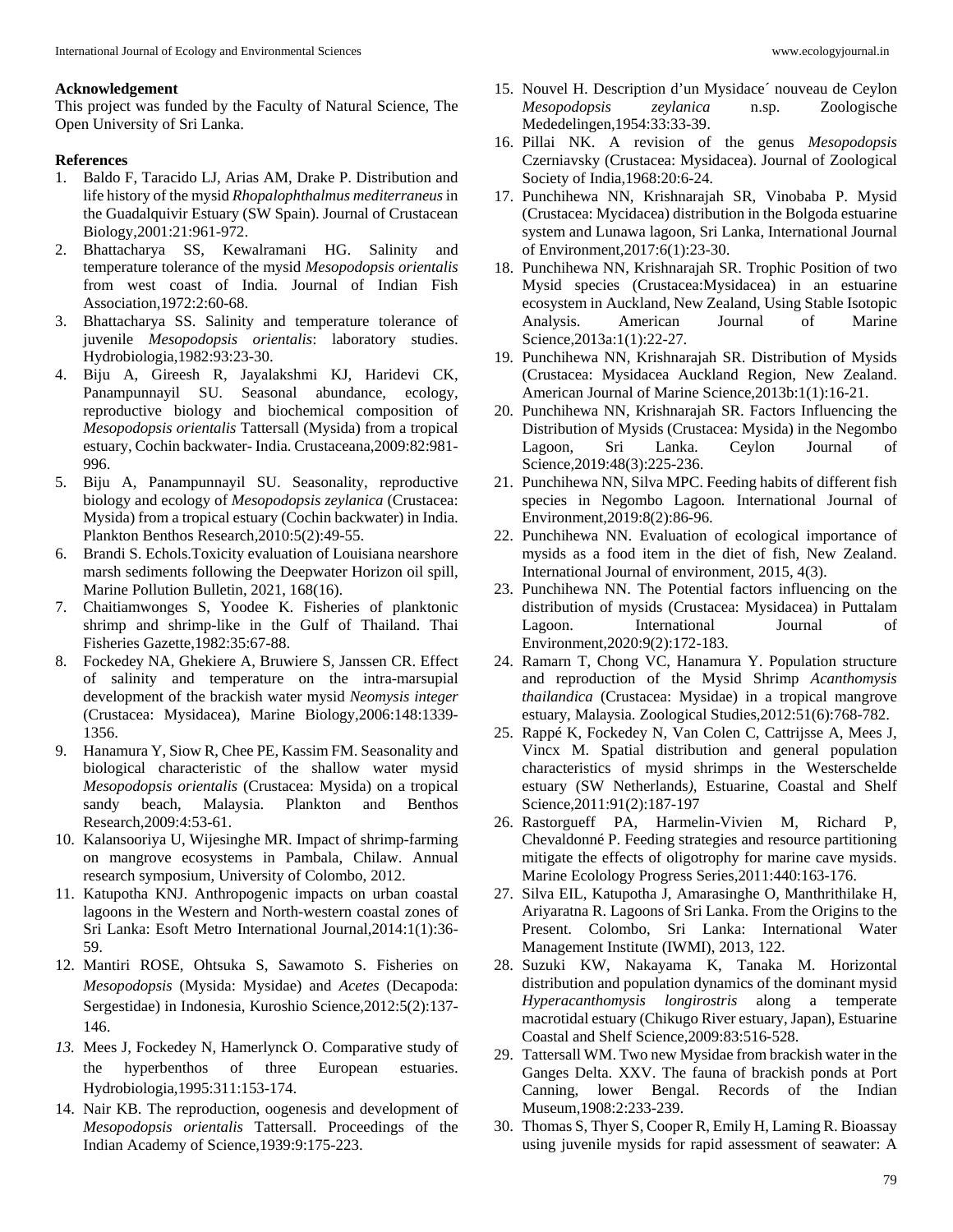**Acknowledgement**

This project was funded by the Faculty of Natural Science, The Open University of Sri Lanka.

**References**

1. Baldo F, Taracido LJ, Arias AM, Drake P. Distribution and life history of the mysid *Rhopalophthalmus mediterraneus* in the Guadalquivir Estuary (SW Spain). Journal of Crustacean Biology,2001:21:961-972.
2. Bhattacharya SS, Kewalramani HG. Salinity and temperature tolerance of the mysid *Mesopodopsis orientalis* from west coast of India. Journal of Indian Fish Association,1972:2:60-68.
3. Bhattacharya SS. Salinity and temperature tolerance of juvenile *Mesopodopsis orientalis*: laboratory studies. Hydrobiologia,1982:93:23-30.
4. Biju A, Gireesh R, Jayalakshmi KJ, Haridevi CK, Panampunnayil SU. Seasonal abundance, ecology, reproductive biology and biochemical composition of *Mesopodopsis orientalis* Tattersall (Mysida) from a tropical estuary, Cochin backwater- India. Crustaceana,2009:82:981-996.
5. Biju A, Panampunnayil SU. Seasonality, reproductive biology and ecology of *Mesopodopsis zeylanica* (Crustacea: Mysida) from a tropical estuary (Cochin backwater) in India. Plankton Benthos Research,2010:5(2):49-55.
6. Brandi S. Echols.Toxicity evaluation of Louisiana nearshore marsh sediments following the Deepwater Horizon oil spill, Marine Pollution Bulletin, 2021, 168(16).
7. Chaitiamwonges S, Yoodee K. Fisheries of planktonic shrimp and shrimp-like in the Gulf of Thailand. Thai Fisheries Gazette,1982:35:67-88.
8. Fockedey NA, Ghekiere A, Bruwiere S, Janssen CR. Effect of salinity and temperature on the intra-marsupial development of the brackish water mysid *Neomysis integer* (Crustacea: Mysidacea), Marine Biology,2006:148:1339-1356.
9. Hanamura Y, Siow R, Chee PE, Kassim FM. Seasonality and biological characteristic of the shallow water mysid *Mesopodopsis orientalis* (Crustacea: Mysida) on a tropical sandy beach, Malaysia. Plankton and Benthos Research,2009:4:53-61.
10. Kalansooriya U, Wijesinghe MR. Impact of shrimp-farming on mangrove ecosystems in Pambala, Chilaw. Annual research symposium, University of Colombo, 2012.
11. Katupotha KNJ. Anthropogenic impacts on urban coastal lagoons in the Western and North-western coastal zones of Sri Lanka: Esoft Metro International Journal,2014:1(1):36-59.
12. Mantiri ROSE, Ohtsuka S, Sawamoto S. Fisheries on *Mesopodopsis* (Mysida: Mysidae) and *Acetes* (Decapoda: Sergestidae) in Indonesia, Kuroshio Science,2012:5(2):137-146.
13. Mees J, Fockedey N, Hamerlynck O. Comparative study of the hyperbenthos of three European estuaries. Hydrobiologia,1995:311:153-174.
14. Nair KB. The reproduction, oogenesis and development of *Mesopodopsis orientalis* Tattersall. Proceedings of the Indian Academy of Science,1939:9:175-223.
15. Nouvel H. Description d'un Mysidace´ nouveau de Ceylon *Mesopodopsis zeylanica* n.sp. Zoologische Mededelingen,1954:33:33-39.
16. Pillai NK. A revision of the genus *Mesopodopsis* Czerniavsky (Crustacea: Mysidacea). Journal of Zoological Society of India,1968:20:6-24.
17. Punchihewa NN, Krishnarajah SR, Vinobaba P. Mysid (Crustacea: Mycidacea) distribution in the Bolgoda estuarine system and Lunawa lagoon, Sri Lanka, International Journal of Environment,2017:6(1):23-30.
18. Punchihewa NN, Krishnarajah SR. Trophic Position of two Mysid species (Crustacea:Mysidacea) in an estuarine ecosystem in Auckland, New Zealand, Using Stable Isotopic Analysis. American Journal of Marine Science,2013a:1(1):22-27.
19. Punchihewa NN, Krishnarajah SR. Distribution of Mysids (Crustacea: Mysidacea Auckland Region, New Zealand. American Journal of Marine Science,2013b:1(1):16-21.
20. Punchihewa NN, Krishnarajah SR. Factors Influencing the Distribution of Mysids (Crustacea: Mysida) in the Negombo Lagoon, Sri Lanka. Ceylon Journal of Science,2019:48(3):225-236.
21. Punchihewa NN, Silva MPC. Feeding habits of different fish species in Negombo Lagoon. International Journal of Environment,2019:8(2):86-96.
22. Punchihewa NN. Evaluation of ecological importance of mysids as a food item in the diet of fish, New Zealand. International Journal of environment, 2015, 4(3).
23. Punchihewa NN. The Potential factors influencing on the distribution of mysids (Crustacea: Mysidacea) in Puttalam Lagoon. International Journal of Environment,2020:9(2):172-183.
24. Ramarn T, Chong VC, Hanamura Y. Population structure and reproduction of the Mysid Shrimp *Acanthomysis thailandica* (Crustacea: Mysidae) in a tropical mangrove estuary, Malaysia. Zoological Studies,2012:51(6):768-782.
25. Rappé K, Fockedey N, Van Colen C, Cattrijsse A, Mees J, Vincx M. Spatial distribution and general population characteristics of mysid shrimps in the Westerschelde estuary (SW Netherlands), Estuarine, Coastal and Shelf Science,2011:91(2):187-197
26. Rastorgueff PA, Harmelin-Vivien M, Richard P, Chevaldonné P. Feeding strategies and resource partitioning mitigate the effects of oligotrophy for marine cave mysids. Marine Ecolology Progress Series,2011:440:163-176.
27. Silva EIL, Katupotha J, Amarasinghe O, Manthrithilake H, Ariyaratna R. Lagoons of Sri Lanka. From the Origins to the Present. Colombo, Sri Lanka: International Water Management Institute (IWMI), 2013, 122.
28. Suzuki KW, Nakayama K, Tanaka M. Horizontal distribution and population dynamics of the dominant mysid *Hyperacanthomysis longirostris* along a temperate macrotidal estuary (Chikugo River estuary, Japan), Estuarine Coastal and Shelf Science,2009:83:516-528.
29. Tattersall WM. Two new Mysidae from brackish water in the Ganges Delta. XXV. The fauna of brackish ponds at Port Canning, lower Bengal. Records of the Indian Museum,1908:2:233-239.
30. Thomas S, Thyer S, Cooper R, Emily H, Laming R. Bioassay using juvenile mysids for rapid assessment of seawater: A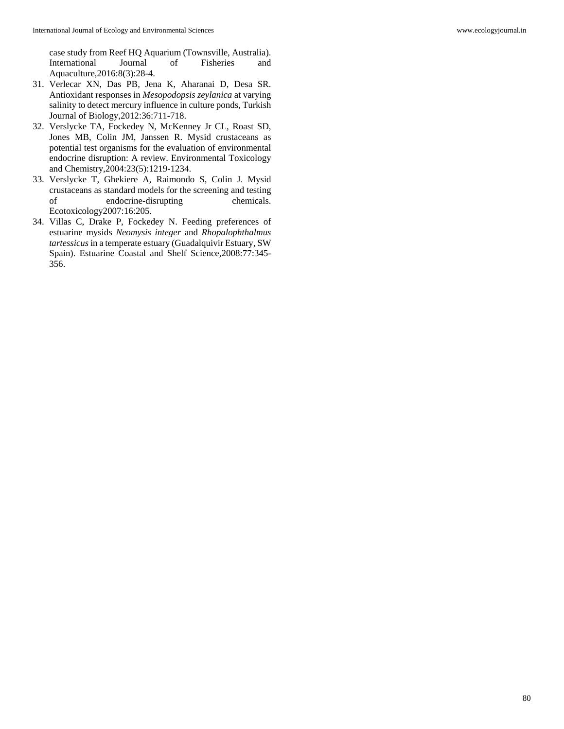case study from Reef HQ Aquarium (Townsville, Australia). International Journal of Fisheries and Aquaculture,2016:8(3):28-4.

31. Verlecar XN, Das PB, Jena K, Aharanai D, Desa SR. Antioxidant responses in *Mesopodopsis zeylanica* at varying salinity to detect mercury influence in culture ponds, Turkish Journal of Biology,2012:36:711-718.
32. Verslycke TA, Fockedey N, McKenney Jr CL, Roast SD, Jones MB, Colin JM, Janssen R. Mysid crustaceans as potential test organisms for the evaluation of environmental endocrine disruption: A review. Environmental Toxicology and Chemistry,2004:23(5):1219-1234.
33. Verslycke T, Ghekiere A, Raimondo S, Colin J. Mysid crustaceans as standard models for the screening and testing of endocrine-disrupting chemicals. Ecotoxicology2007:16:205.
34. Villas C, Drake P, Fockedey N. Feeding preferences of estuarine mysids *Neomysis integer* and *Rhopalophthalmus tartessicus* in a temperate estuary (Guadalquivir Estuary, SW Spain). Estuarine Coastal and Shelf Science,2008:77:345-356.